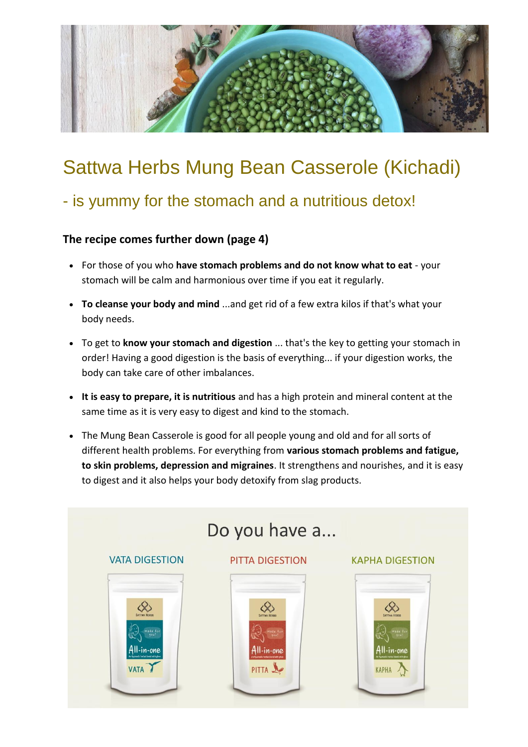# Sattwa Herbs Mung Bean Casserole (Kichadi)

## - is yummy for the stomach and a nutritious detox!

**The recipe comes further down (page 4)**

- For those of you who **have stomach problems and do not know what to eat** - your stomach will be calm and harmonious over time if you eat it regularly.
- **To cleanse your body and mind** ...and get rid of a few extra kilos if that's what your body needs.
- To get to **know your stomach and digestion** ... that's the key to getting your stomach in order! Having a good digestion is the basis of everything... if your digestion works, the body can take care of other imbalances.
- **It is easy to prepare, it is nutritious** and has a high protein and mineral content at the same time as it is very easy to digest and kind to the stomach.
- The Mung Bean Casserole is good for all people young and old and for all sorts of different health problems. For everything from **various stomach problems and fatigue, to skin problems, depression and migraines**. It strengthens and nourishes, and it is easy to digest and it also helps your body detoxify from slag products.

Do you have a...

VATA DIGESTION | PITTA DIGESTION | KAPHA DIGESTION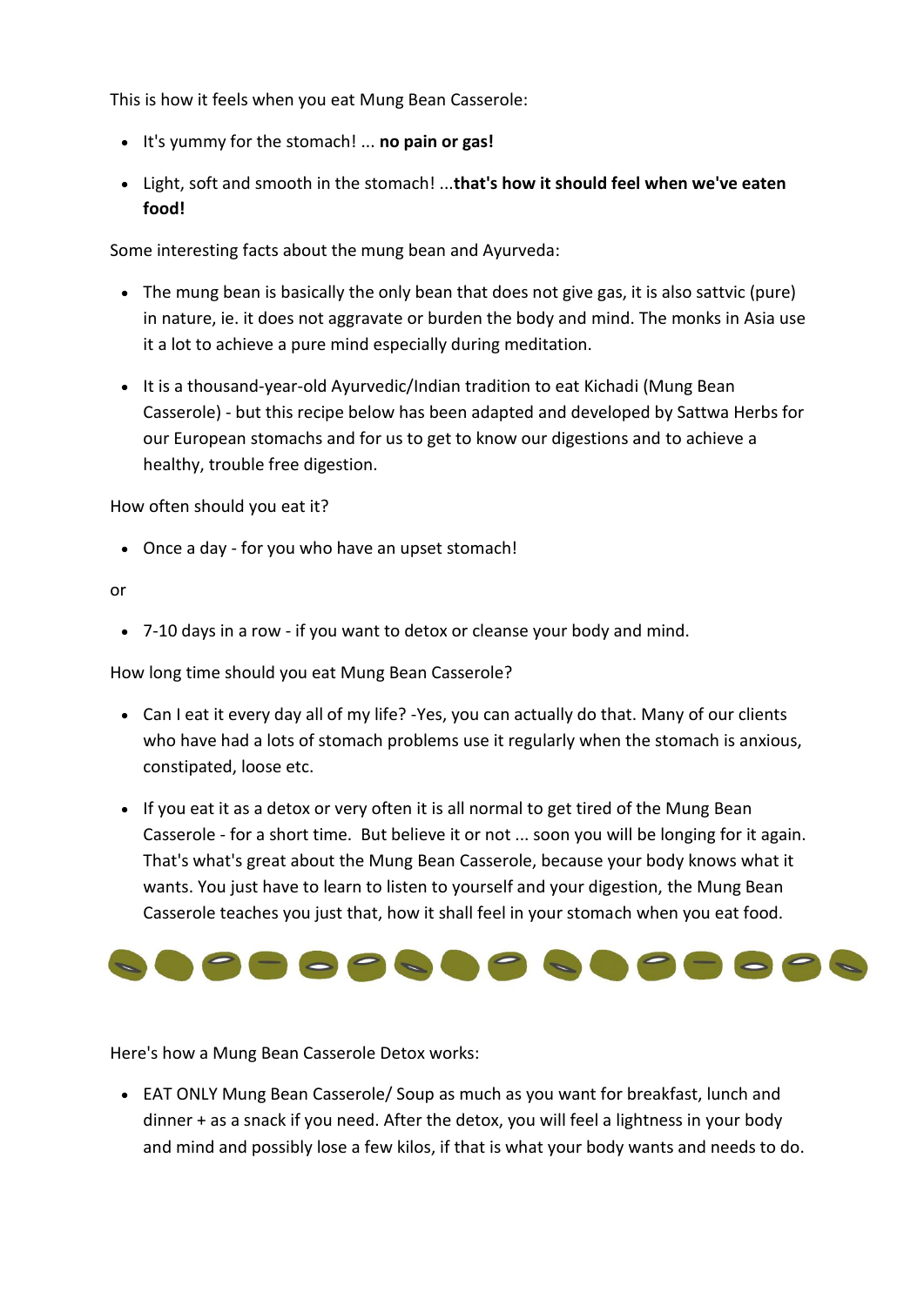This is how it feels when you eat Mung Bean Casserole:

- It's yummy for the stomach! ... **no pain or gas!**
- Light, soft and smooth in the stomach! ...**that's how it should feel when we've eaten food!**

Some interesting facts about the mung bean and Ayurveda:

- The mung bean is basically the only bean that does not give gas, it is also sattvic (pure) in nature, ie. it does not aggravate or burden the body and mind. The monks in Asia use it a lot to achieve a pure mind especially during meditation.
- It is a thousand-year-old Ayurvedic/Indian tradition to eat Kichadi (Mung Bean Casserole) - but this recipe below has been adapted and developed by Sattwa Herbs for our European stomachs and for us to get to know our digestions and to achieve a healthy, trouble free digestion.

How often should you eat it?

- Once a day - for you who have an upset stomach!

or

- 7-10 days in a row - if you want to detox or cleanse your body and mind.

How long time should you eat Mung Bean Casserole?

- Can I eat it every day all of my life? -Yes, you can actually do that. Many of our clients who have had a lots of stomach problems use it regularly when the stomach is anxious, constipated, loose etc.
- If you eat it as a detox or very often it is all normal to get tired of the Mung Bean Casserole - for a short time. But believe it or not ... soon you will be longing for it again. That's what's great about the Mung Bean Casserole, because your body knows what it wants. You just have to learn to listen to yourself and your digestion, the Mung Bean Casserole teaches you just that, how it shall feel in your stomach when you eat food.

Here's how a Mung Bean Casserole Detox works:

- EAT ONLY Mung Bean Casserole/ Soup as much as you want for breakfast, lunch and dinner + as a snack if you need. After the detox, you will feel a lightness in your body and mind and possibly lose a few kilos, if that is what your body wants and needs to do.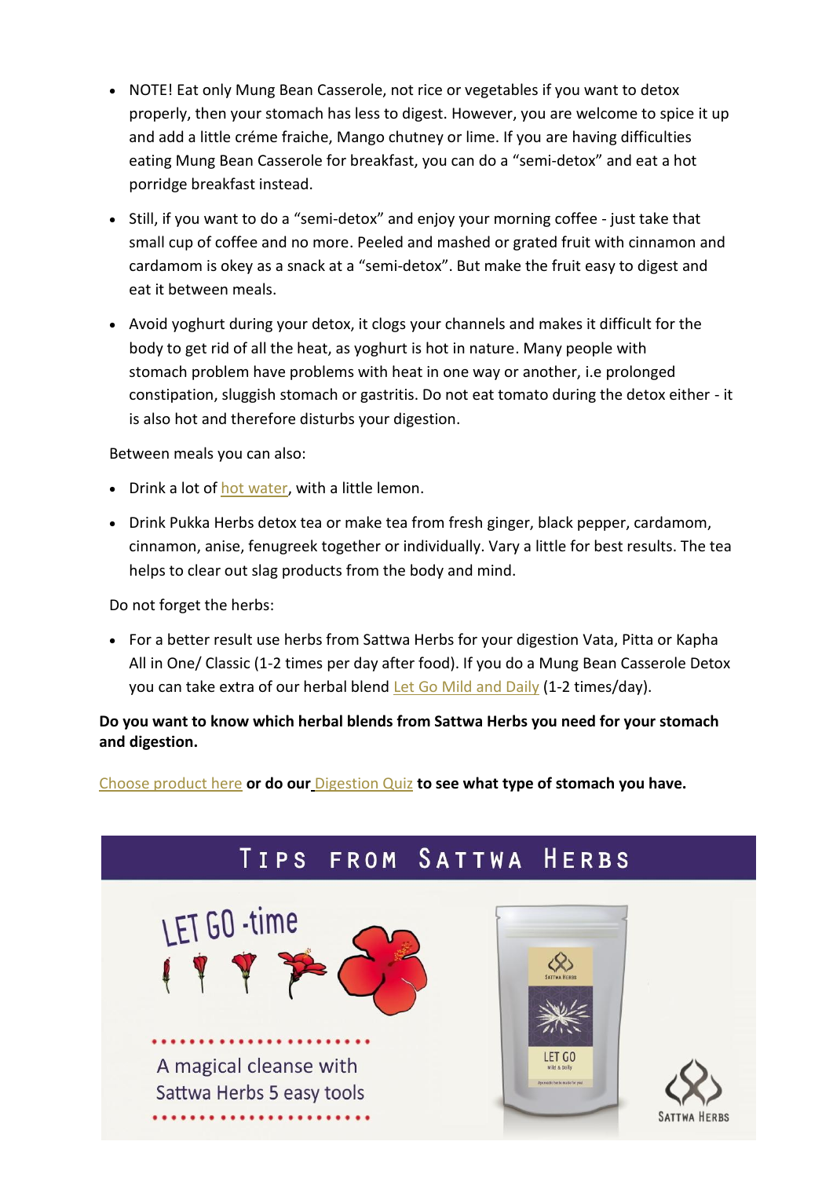- NOTE! Eat only Mung Bean Casserole, not rice or vegetables if you want to detox properly, then your stomach has less to digest. However, you are welcome to spice it up and add a little créme fraiche, Mango chutney or lime. If you are having difficulties eating Mung Bean Casserole for breakfast, you can do a "semi-detox" and eat a hot porridge breakfast instead.
- Still, if you want to do a "semi-detox" and enjoy your morning coffee - just take that small cup of coffee and no more. Peeled and mashed or grated fruit with cinnamon and cardamom is okey as a snack at a "semi-detox". But make the fruit easy to digest and eat it between meals.
- Avoid yoghurt during your detox, it clogs your channels and makes it difficult for the body to get rid of all the heat, as yoghurt is hot in nature. Many people with stomach problem have problems with heat in one way or another, i.e prolonged constipation, sluggish stomach or gastritis. Do not eat tomato during the detox either - it is also hot and therefore disturbs your digestion.

Between meals you can also:

- Drink a lot of hot water, with a little lemon.
- Drink Pukka Herbs detox tea or make tea from fresh ginger, black pepper, cardamom, cinnamon, anise, fenugreek together or individually. Vary a little for best results. The tea helps to clear out slag products from the body and mind.

Do not forget the herbs:

- For a better result use herbs from Sattwa Herbs for your digestion Vata, Pitta or Kapha All in One/ Classic (1-2 times per day after food). If you do a Mung Bean Casserole Detox you can take extra of our herbal blend Let Go Mild and Daily (1-2 times/day).

**Do you want to know which herbal blends from Sattwa Herbs you need for your stomach and digestion.**

Choose product here **or do our** Digestion Quiz **to see what type of stomach you have.**

## Tips from Sattwa Herbs

LET GO -time

A magical cleanse with Sattwa Herbs 5 easy tools

SATTWA HERBS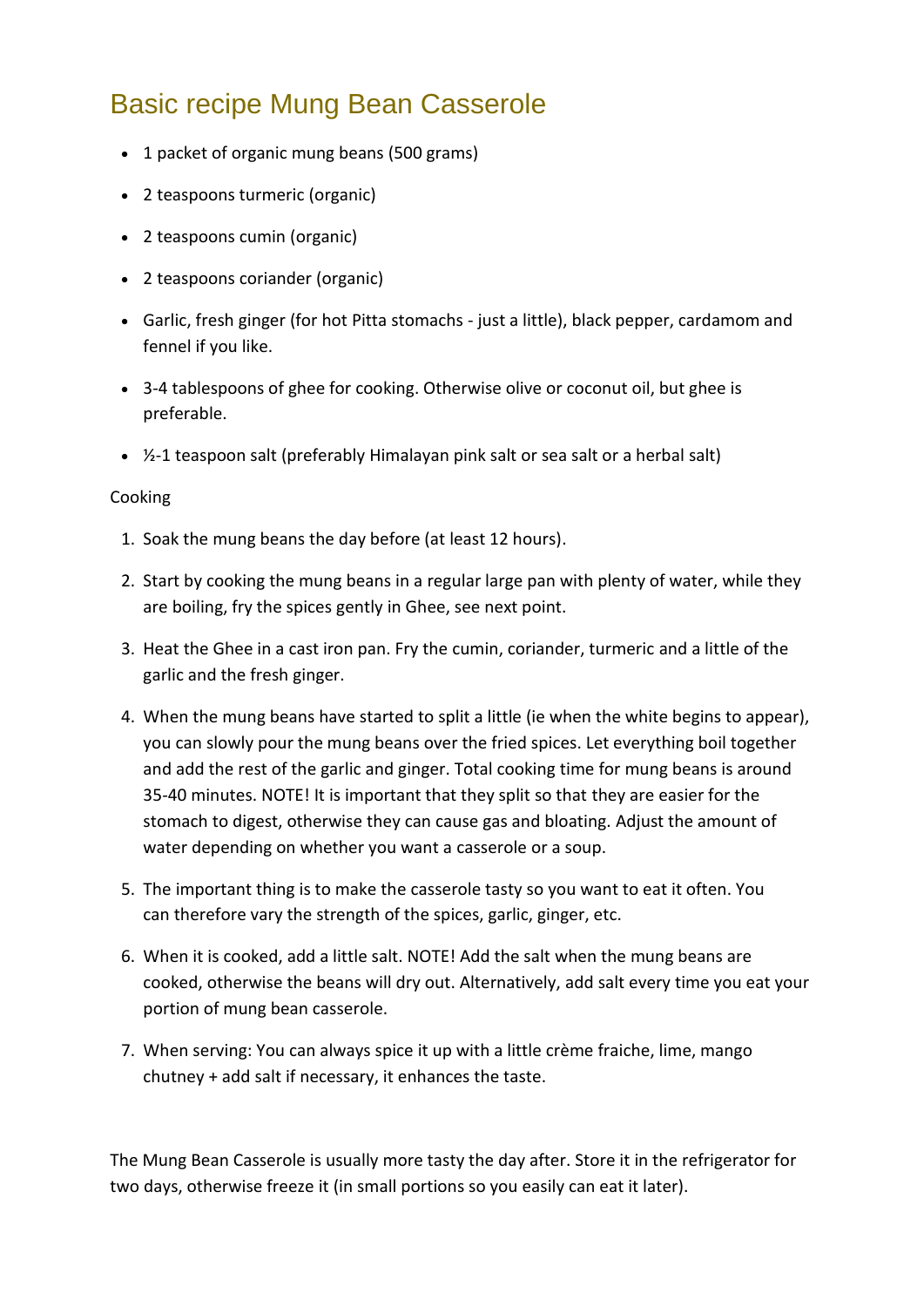# Basic recipe Mung Bean Casserole

- 1 packet of organic mung beans (500 grams)
- 2 teaspoons turmeric (organic)
- 2 teaspoons cumin (organic)
- 2 teaspoons coriander (organic)
- Garlic, fresh ginger (for hot Pitta stomachs - just a little), black pepper, cardamom and fennel if you like.
- 3-4 tablespoons of ghee for cooking. Otherwise olive or coconut oil, but ghee is preferable.
- ½-1 teaspoon salt (preferably Himalayan pink salt or sea salt or a herbal salt)

Cooking

1. Soak the mung beans the day before (at least 12 hours).
2. Start by cooking the mung beans in a regular large pan with plenty of water, while they are boiling, fry the spices gently in Ghee, see next point.
3. Heat the Ghee in a cast iron pan. Fry the cumin, coriander, turmeric and a little of the garlic and the fresh ginger.
4. When the mung beans have started to split a little (ie when the white begins to appear), you can slowly pour the mung beans over the fried spices. Let everything boil together and add the rest of the garlic and ginger. Total cooking time for mung beans is around 35-40 minutes. NOTE! It is important that they split so that they are easier for the stomach to digest, otherwise they can cause gas and bloating. Adjust the amount of water depending on whether you want a casserole or a soup.
5. The important thing is to make the casserole tasty so you want to eat it often. You can therefore vary the strength of the spices, garlic, ginger, etc.
6. When it is cooked, add a little salt. NOTE! Add the salt when the mung beans are cooked, otherwise the beans will dry out. Alternatively, add salt every time you eat your portion of mung bean casserole.
7. When serving: You can always spice it up with a little crème fraiche, lime, mango chutney + add salt if necessary, it enhances the taste.

The Mung Bean Casserole is usually more tasty the day after. Store it in the refrigerator for two days, otherwise freeze it (in small portions so you easily can eat it later).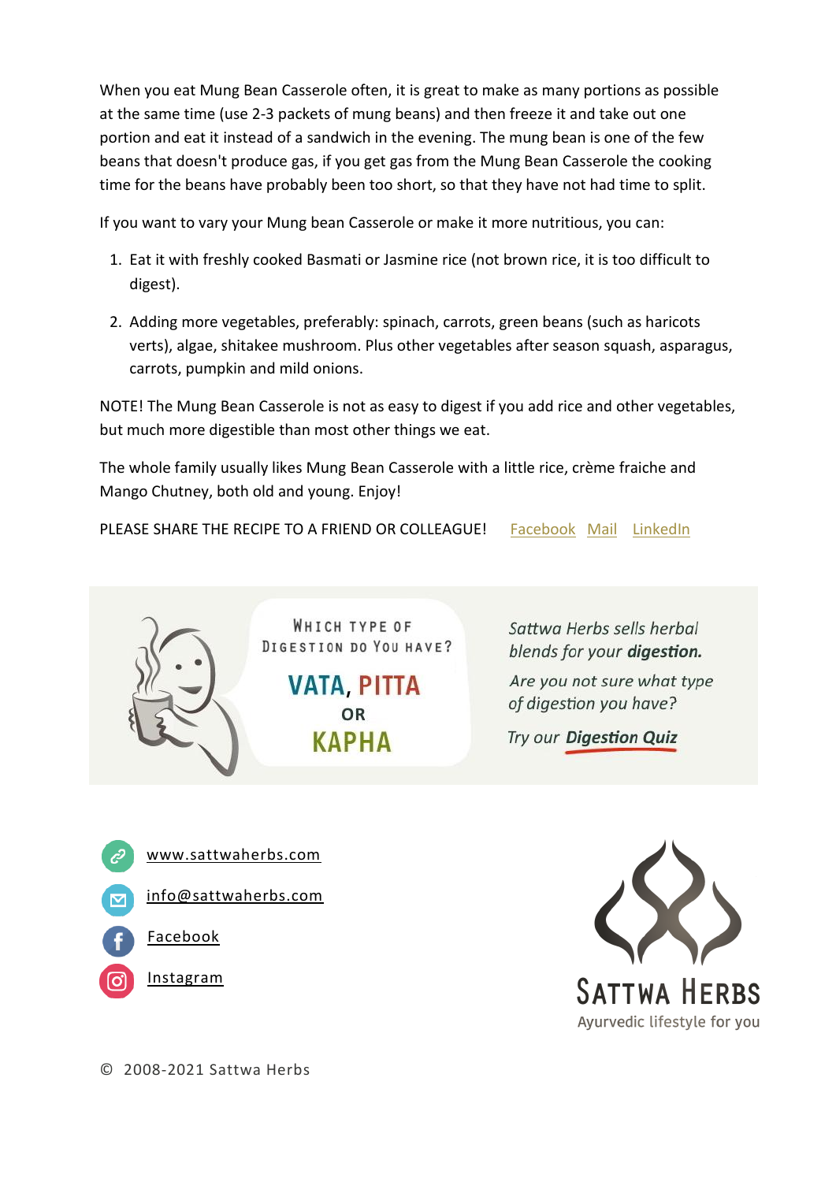When you eat Mung Bean Casserole often, it is great to make as many portions as possible at the same time (use 2-3 packets of mung beans) and then freeze it and take out one portion and eat it instead of a sandwich in the evening. The mung bean is one of the few beans that doesn't produce gas, if you get gas from the Mung Bean Casserole the cooking time for the beans have probably been too short, so that they have not had time to split.

If you want to vary your Mung bean Casserole or make it more nutritious, you can:

1. Eat it with freshly cooked Basmati or Jasmine rice (not brown rice, it is too difficult to digest).
2. Adding more vegetables, preferably: spinach, carrots, green beans (such as haricots verts), algae, shitakee mushroom. Plus other vegetables after season squash, asparagus, carrots, pumpkin and mild onions.

NOTE! The Mung Bean Casserole is not as easy to digest if you add rice and other vegetables, but much more digestible than most other things we eat.

The whole family usually likes Mung Bean Casserole with a little rice, crème fraiche and Mango Chutney, both old and young. Enjoy!

PLEASE SHARE THE RECIPE TO A FRIEND OR COLLEAGUE! Facebook Mail LinkedIn

WHICH TYPE OF DIGESTION DO YOU HAVE?

VATA, PITTA OR KAPHA

*Sattwa Herbs sells herbal blends for your* ***digestion.***

*Are you not sure what type of digestion you have?*

*Try our* ***Digestion Quiz***

www.sattwaherbs.com

info@sattwaherbs.com

Facebook

Instagram

SATTWA HERBS

Ayurvedic lifestyle for you

© 2008-2021 Sattwa Herbs